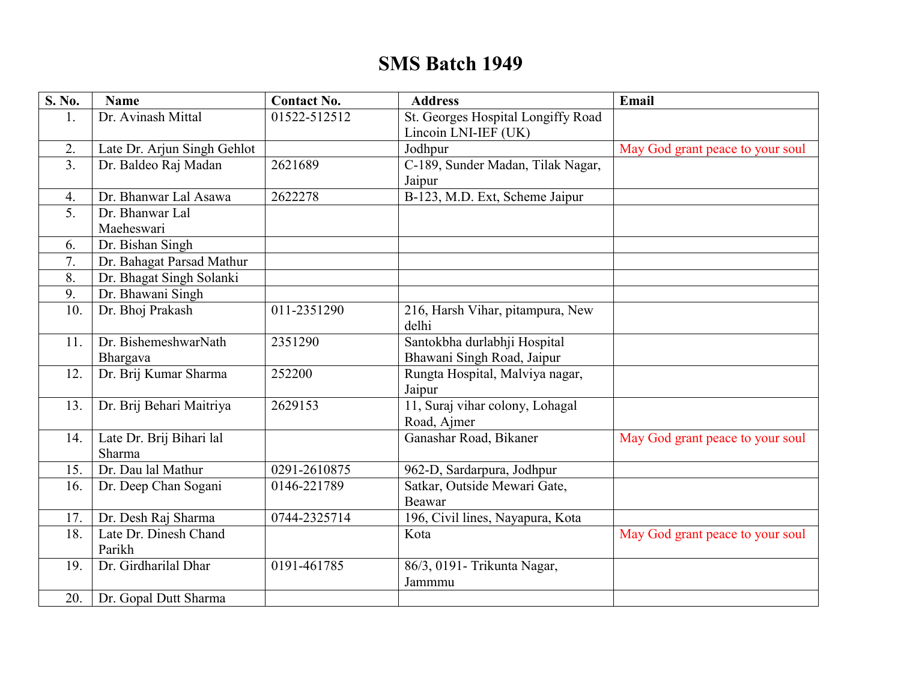# SMS Batch 1949

| S. No. | Name | Contact No. | Address | Email |
|---|---|---|---|---|
| 1. | Dr. Avinash Mittal | 01522-512512 | St. Georges Hospital Longiffy Road Lincoin LNI-IEF (UK) | |
| 2. | Late Dr. Arjun Singh Gehlot | | Jodhpur | May God grant peace to your soul |
| 3. | Dr. Baldeo Raj Madan | 2621689 | C-189, Sunder Madan, Tilak Nagar, Jaipur | |
| 4. | Dr. Bhanwar Lal Asawa | 2622278 | B-123, M.D. Ext, Scheme Jaipur | |
| 5. | Dr. Bhanwar Lal Maeheswari | | | |
| 6. | Dr. Bishan Singh | | | |
| 7. | Dr. Bahagat Parsad Mathur | | | |
| 8. | Dr. Bhagat Singh Solanki | | | |
| 9. | Dr. Bhawani Singh | | | |
| 10. | Dr. Bhoj Prakash | 011-2351290 | 216, Harsh Vihar, pitampura, New delhi | |
| 11. | Dr. BishemeshwarNath Bhargava | 2351290 | Santokbha durlabhji Hospital Bhawani Singh Road, Jaipur | |
| 12. | Dr. Brij Kumar Sharma | 252200 | Rungta Hospital, Malviya nagar, Jaipur | |
| 13. | Dr. Brij Behari Maitriya | 2629153 | 11, Suraj vihar colony, Lohagal Road, Ajmer | |
| 14. | Late Dr. Brij Bihari lal Sharma | | Ganashar Road, Bikaner | May God grant peace to your soul |
| 15. | Dr. Dau lal Mathur | 0291-2610875 | 962-D, Sardarpura, Jodhpur | |
| 16. | Dr. Deep Chan Sogani | 0146-221789 | Satkar, Outside Mewari Gate, Beawar | |
| 17. | Dr. Desh Raj Sharma | 0744-2325714 | 196, Civil lines, Nayapura, Kota | |
| 18. | Late Dr. Dinesh Chand Parikh | | Kota | May God grant peace to your soul |
| 19. | Dr. Girdharilal Dhar | 0191-461785 | 86/3, 0191- Trikunta Nagar, Jammmu | |
| 20. | Dr. Gopal Dutt Sharma | | | |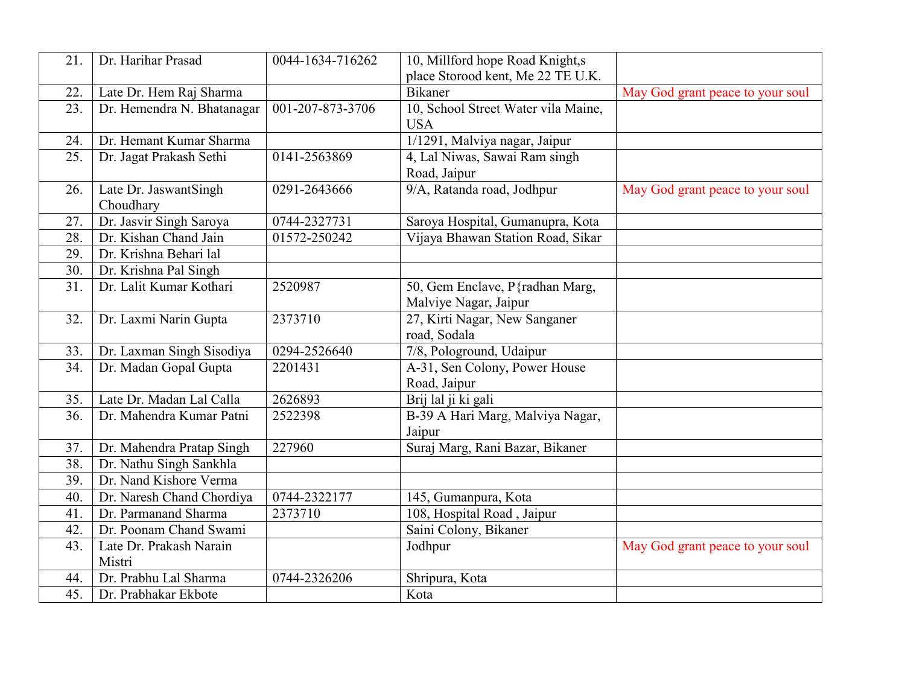| 21. | Dr. Harihar Prasad | 0044-1634-716262 | 10, Millford hope Road Knight,s place Storood kent, Me 22 TE U.K. | |
|---|---|---|---|---|
| 22. | Late Dr. Hem Raj Sharma | | Bikaner | May God grant peace to your soul |
| 23. | Dr. Hemendra N. Bhatanagar | 001-207-873-3706 | 10, School Street Water vila Maine, USA | |
| 24. | Dr. Hemant Kumar Sharma | | 1/1291, Malviya nagar, Jaipur | |
| 25. | Dr. Jagat Prakash Sethi | 0141-2563869 | 4, Lal Niwas, Sawai Ram singh Road, Jaipur | |
| 26. | Late Dr. JaswantSingh Choudhary | 0291-2643666 | 9/A, Ratanda road, Jodhpur | May God grant peace to your soul |
| 27. | Dr. Jasvir Singh Saroya | 0744-2327731 | Saroya Hospital, Gumanupra, Kota | |
| 28. | Dr. Kishan Chand Jain | 01572-250242 | Vijaya Bhawan Station Road, Sikar | |
| 29. | Dr. Krishna Behari lal | | | |
| 30. | Dr. Krishna Pal Singh | | | |
| 31. | Dr. Lalit Kumar Kothari | 2520987 | 50, Gem Enclave, P{radhan Marg, Malviye Nagar, Jaipur | |
| 32. | Dr. Laxmi Narin Gupta | 2373710 | 27, Kirti Nagar, New Sanganer road, Sodala | |
| 33. | Dr. Laxman Singh Sisodiya | 0294-2526640 | 7/8, Pologround, Udaipur | |
| 34. | Dr. Madan Gopal Gupta | 2201431 | A-31, Sen Colony, Power House Road, Jaipur | |
| 35. | Late Dr. Madan Lal Calla | 2626893 | Brij lal ji ki gali | |
| 36. | Dr. Mahendra Kumar Patni | 2522398 | B-39 A Hari Marg, Malviya Nagar, Jaipur | |
| 37. | Dr. Mahendra Pratap Singh | 227960 | Suraj Marg, Rani Bazar, Bikaner | |
| 38. | Dr. Nathu Singh Sankhla | | | |
| 39. | Dr. Nand Kishore Verma | | | |
| 40. | Dr. Naresh Chand Chordiya | 0744-2322177 | 145, Gumanpura, Kota | |
| 41. | Dr. Parmanand Sharma | 2373710 | 108, Hospital Road , Jaipur | |
| 42. | Dr. Poonam Chand Swami | | Saini Colony, Bikaner | |
| 43. | Late Dr. Prakash Narain Mistri | | Jodhpur | May God grant peace to your soul |
| 44. | Dr. Prabhu Lal Sharma | 0744-2326206 | Shripura, Kota | |
| 45. | Dr. Prabhakar Ekbote | | Kota | |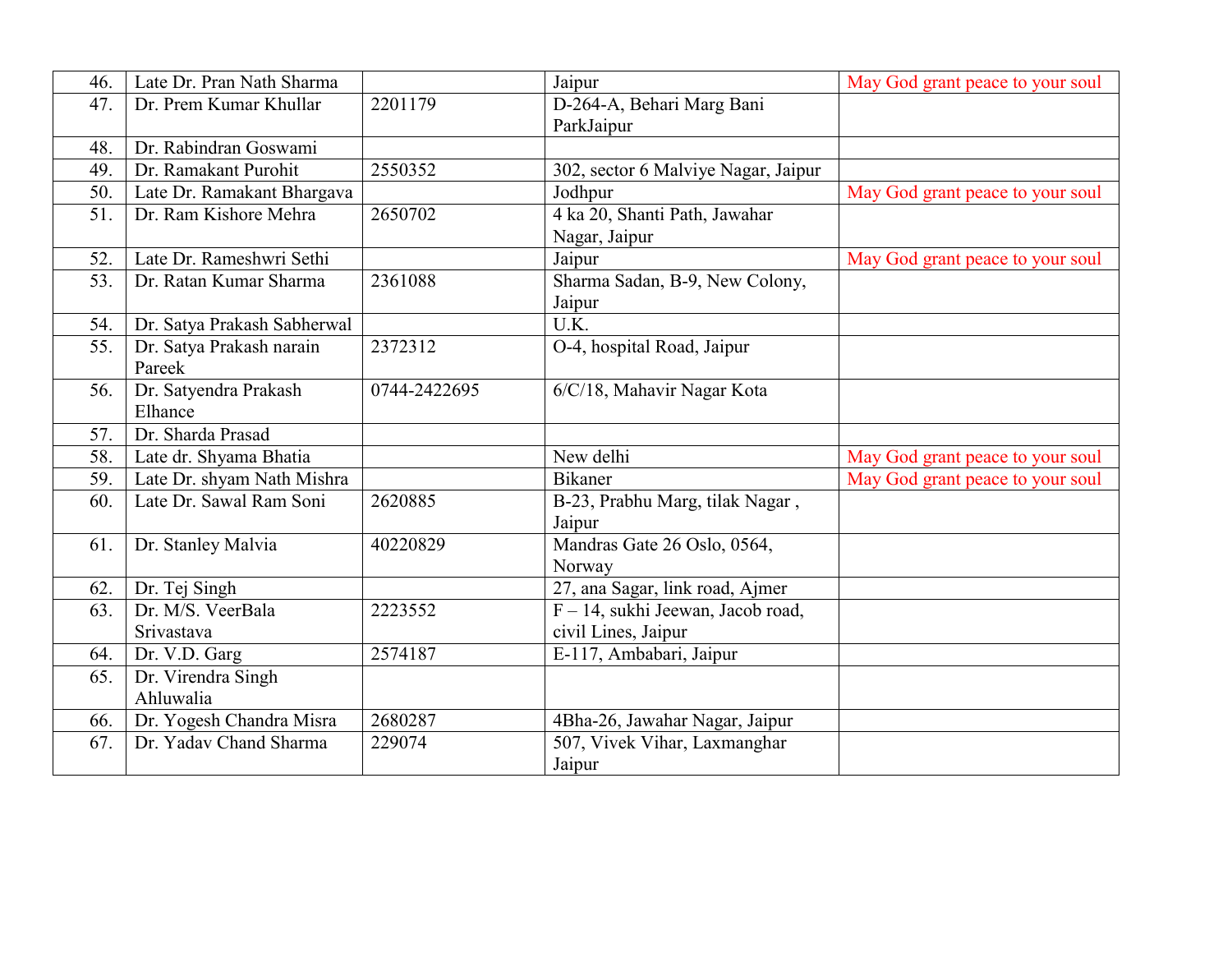| | | | | |
|---|---|---|---|---|
| 46. | Late Dr. Pran Nath Sharma | | Jaipur | May God grant peace to your soul |
| 47. | Dr. Prem Kumar Khullar | 2201179 | D-264-A, Behari Marg Bani ParkJaipur | |
| 48. | Dr. Rabindran Goswami | | | |
| 49. | Dr. Ramakant Purohit | 2550352 | 302, sector 6 Malviye Nagar, Jaipur | |
| 50. | Late Dr. Ramakant Bhargava | | Jodhpur | May God grant peace to your soul |
| 51. | Dr. Ram Kishore Mehra | 2650702 | 4 ka 20, Shanti Path, Jawahar Nagar, Jaipur | |
| 52. | Late Dr. Rameshwri Sethi | | Jaipur | May God grant peace to your soul |
| 53. | Dr. Ratan Kumar Sharma | 2361088 | Sharma Sadan, B-9, New Colony, Jaipur | |
| 54. | Dr. Satya Prakash Sabherwal | | U.K. | |
| 55. | Dr. Satya Prakash narain Pareek | 2372312 | O-4, hospital Road, Jaipur | |
| 56. | Dr. Satyendra Prakash Elhance | 0744-2422695 | 6/C/18, Mahavir Nagar Kota | |
| 57. | Dr. Sharda Prasad | | | |
| 58. | Late dr. Shyama Bhatia | | New delhi | May God grant peace to your soul |
| 59. | Late Dr. shyam Nath Mishra | | Bikaner | May God grant peace to your soul |
| 60. | Late Dr. Sawal Ram Soni | 2620885 | B-23, Prabhu Marg, tilak Nagar , Jaipur | |
| 61. | Dr. Stanley Malvia | 40220829 | Mandras Gate 26 Oslo, 0564, Norway | |
| 62. | Dr. Tej Singh | | 27, ana Sagar, link road, Ajmer | |
| 63. | Dr. M/S. VeerBala Srivastava | 2223552 | F – 14, sukhi Jeewan, Jacob road, civil Lines, Jaipur | |
| 64. | Dr. V.D. Garg | 2574187 | E-117, Ambabari, Jaipur | |
| 65. | Dr. Virendra Singh Ahluwalia | | | |
| 66. | Dr. Yogesh Chandra Misra | 2680287 | 4Bha-26, Jawahar Nagar, Jaipur | |
| 67. | Dr. Yadav Chand Sharma | 229074 | 507, Vivek Vihar, Laxmanghar Jaipur | |